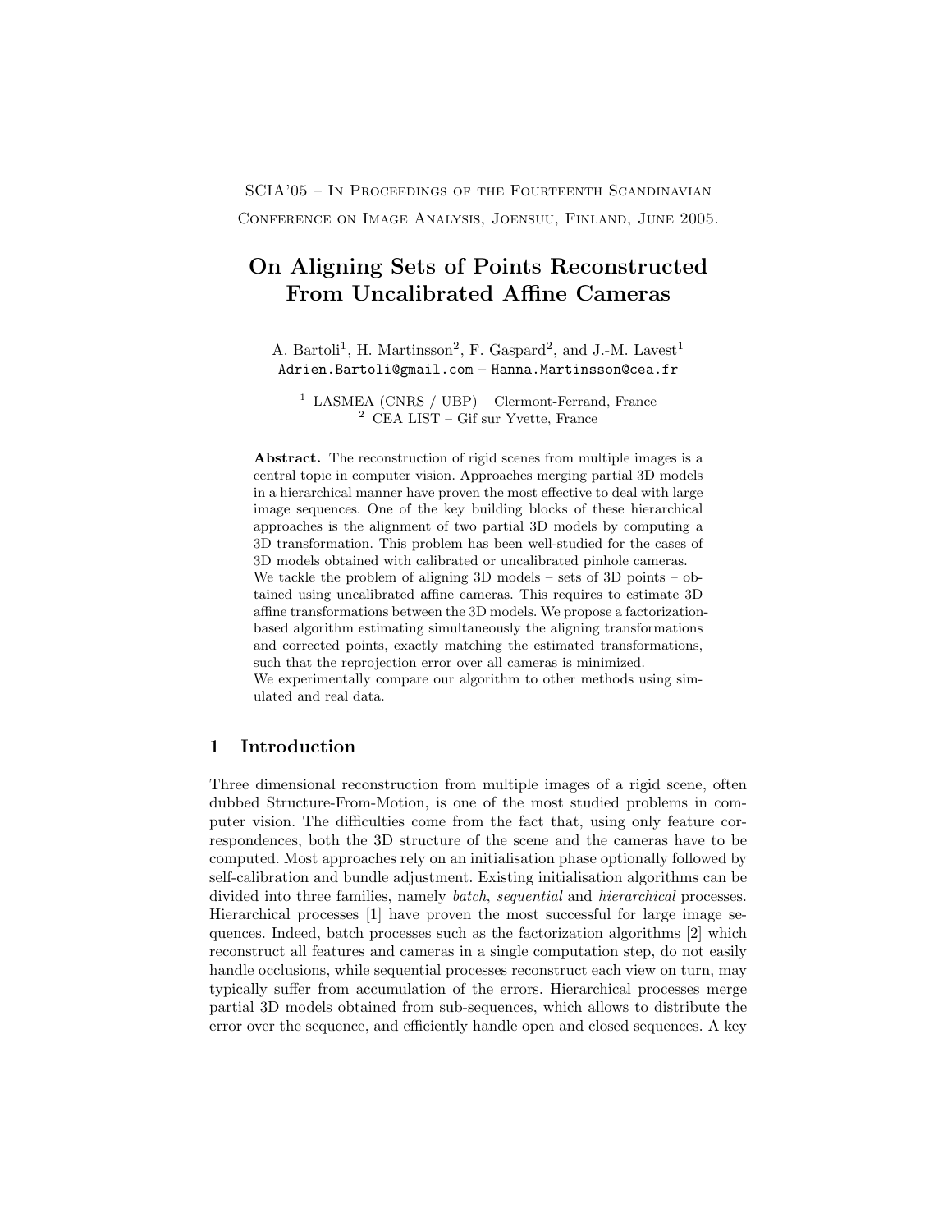SCIA'05 – In Proceedings of the Fourteenth Scandinavian Conference on Image Analysis, Joensuu, Finland, June 2005.

# On Aligning Sets of Points Reconstructed From Uncalibrated Affine Cameras

A. Bartoli[1], H. Martinsson[2], F. Gaspard[2], and J.-M. Lavest[1]
Adrien.Bartoli@gmail.com – Hanna.Martinsson@cea.fr

[1] LASMEA (CNRS / UBP) – Clermont-Ferrand, France
[2] CEA LIST – Gif sur Yvette, France

**Abstract.** The reconstruction of rigid scenes from multiple images is a central topic in computer vision. Approaches merging partial 3D models in a hierarchical manner have proven the most effective to deal with large image sequences. One of the key building blocks of these hierarchical approaches is the alignment of two partial 3D models by computing a 3D transformation. This problem has been well-studied for the cases of 3D models obtained with calibrated or uncalibrated pinhole cameras.
We tackle the problem of aligning 3D models – sets of 3D points – obtained using uncalibrated affine cameras. This requires to estimate 3D affine transformations between the 3D models. We propose a factorization-based algorithm estimating simultaneously the aligning transformations and corrected points, exactly matching the estimated transformations, such that the reprojection error over all cameras is minimized.
We experimentally compare our algorithm to other methods using simulated and real data.

## 1 Introduction

Three dimensional reconstruction from multiple images of a rigid scene, often dubbed Structure-From-Motion, is one of the most studied problems in computer vision. The difficulties come from the fact that, using only feature correspondences, both the 3D structure of the scene and the cameras have to be computed. Most approaches rely on an initialisation phase optionally followed by self-calibration and bundle adjustment. Existing initialisation algorithms can be divided into three families, namely *batch*, *sequential* and *hierarchical* processes. Hierarchical processes [1] have proven the most successful for large image sequences. Indeed, batch processes such as the factorization algorithms [2] which reconstruct all features and cameras in a single computation step, do not easily handle occlusions, while sequential processes reconstruct each view on turn, may typically suffer from accumulation of the errors. Hierarchical processes merge partial 3D models obtained from sub-sequences, which allows to distribute the error over the sequence, and efficiently handle open and closed sequences. A key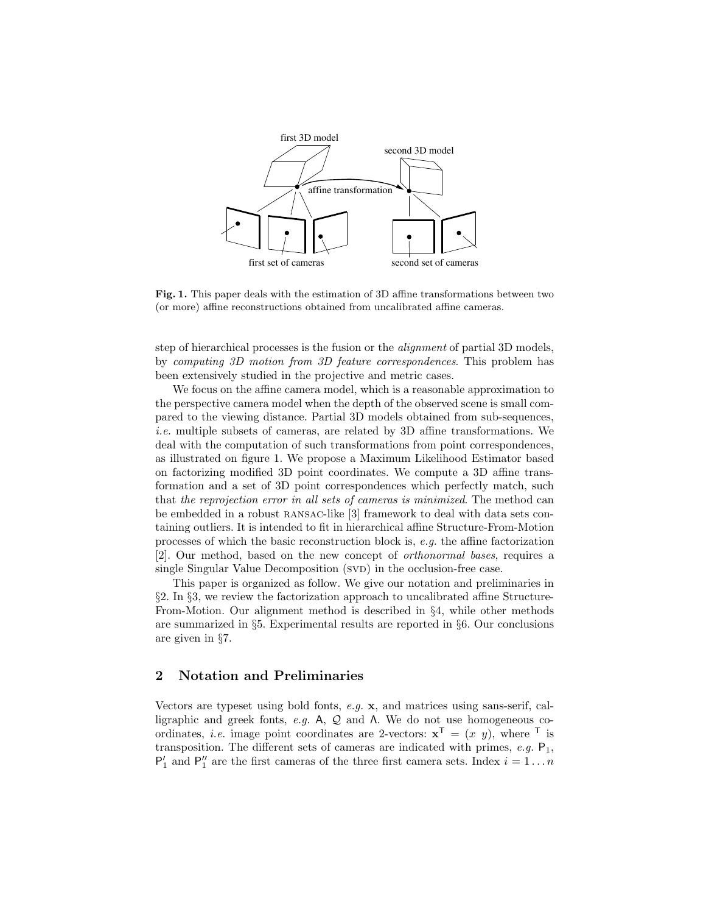**Fig. 1.** This paper deals with the estimation of 3D affine transformations between two (or more) affine reconstructions obtained from uncalibrated affine cameras.

step of hierarchical processes is the fusion or the *alignment* of partial 3D models, by *computing 3D motion from 3D feature correspondences*. This problem has been extensively studied in the projective and metric cases.

We focus on the affine camera model, which is a reasonable approximation to the perspective camera model when the depth of the observed scene is small compared to the viewing distance. Partial 3D models obtained from sub-sequences, *i.e.* multiple subsets of cameras, are related by 3D affine transformations. We deal with the computation of such transformations from point correspondences, as illustrated on figure 1. We propose a Maximum Likelihood Estimator based on factorizing modified 3D point coordinates. We compute a 3D affine transformation and a set of 3D point correspondences which perfectly match, such that *the reprojection error in all sets of cameras is minimized*. The method can be embedded in a robust RANSAC-like [3] framework to deal with data sets containing outliers. It is intended to fit in hierarchical affine Structure-From-Motion processes of which the basic reconstruction block is, *e.g.* the affine factorization [2]. Our method, based on the new concept of *orthonormal bases*, requires a single Singular Value Decomposition (SVD) in the occlusion-free case.

This paper is organized as follow. We give our notation and preliminaries in §2. In §3, we review the factorization approach to uncalibrated affine Structure-From-Motion. Our alignment method is described in §4, while other methods are summarized in §5. Experimental results are reported in §6. Our conclusions are given in §7.

## 2 Notation and Preliminaries

Vectors are typeset using bold fonts, *e.g.* $\mathbf{x}$, and matrices using sans-serif, calligraphic and greek fonts, *e.g.* $\mathsf{A}$, $\mathcal{Q}$ and $\Lambda$. We do not use homogeneous coordinates, *i.e.* image point coordinates are 2-vectors: $\mathbf{x}^\mathsf{T} = (x\ y)$, where $^\mathsf{T}$ is transposition. The different sets of cameras are indicated with primes, *e.g.* $\mathsf{P}_1$, $\mathsf{P}'_1$ and $\mathsf{P}''_1$ are the first cameras of the three first camera sets. Index $i = 1 \ldots n$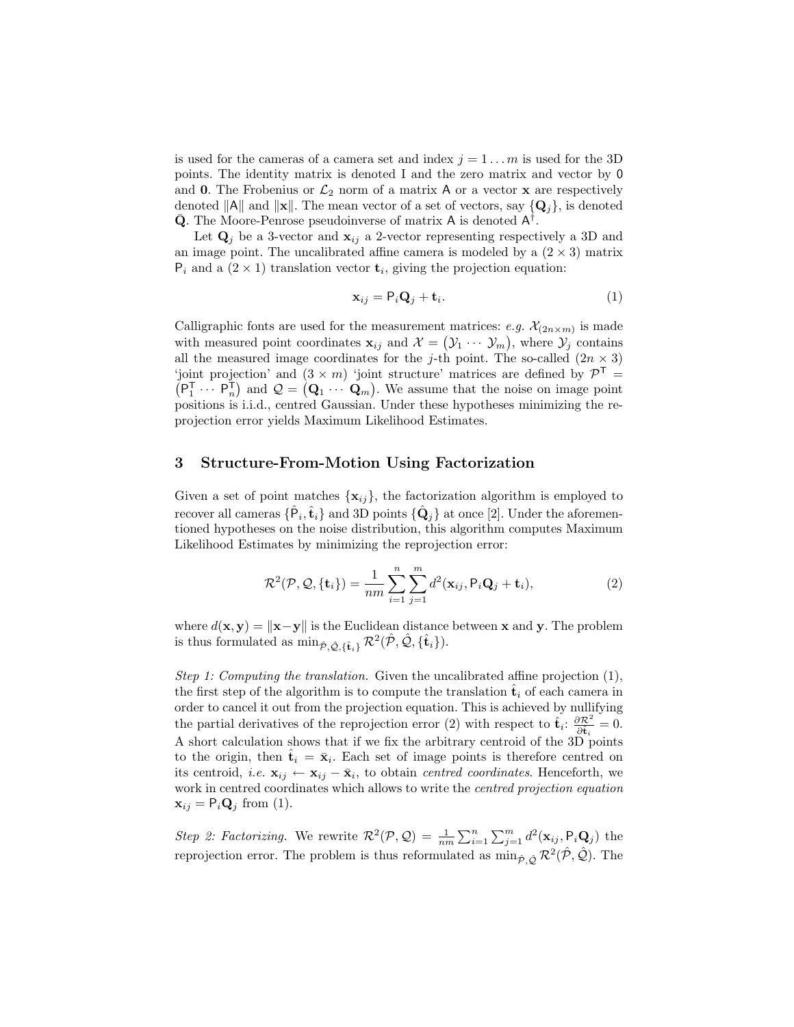is used for the cameras of a camera set and index $j = 1 \ldots m$ is used for the 3D points. The identity matrix is denoted $\mathsf{I}$ and the zero matrix and vector by $\mathsf{0}$ and $\mathbf{0}$. The Frobenius or $\mathcal{L}_2$ norm of a matrix $\mathsf{A}$ or a vector $\mathbf{x}$ are respectively denoted $\|\mathsf{A}\|$ and $\|\mathbf{x}\|$. The mean vector of a set of vectors, say $\{\mathbf{Q}_j\}$, is denoted $\bar{\mathbf{Q}}$. The Moore-Penrose pseudoinverse of matrix $\mathsf{A}$ is denoted $\mathsf{A}^\dagger$.

Let $\mathbf{Q}_j$ be a 3-vector and $\mathbf{x}_{ij}$ a 2-vector representing respectively a 3D and an image point. The uncalibrated affine camera is modeled by a $(2 \times 3)$ matrix $\mathsf{P}_i$ and a $(2 \times 1)$ translation vector $\mathbf{t}_i$, giving the projection equation:

$$\mathbf{x}_{ij} = \mathsf{P}_i \mathbf{Q}_j + \mathbf{t}_i. \tag{1}$$

Calligraphic fonts are used for the measurement matrices: *e.g.* $\mathcal{X}_{(2n \times m)}$ is made with measured point coordinates $\mathbf{x}_{ij}$ and $\mathcal{X} = \begin{pmatrix} \mathcal{Y}_1 \cdots \mathcal{Y}_m \end{pmatrix}$, where $\mathcal{Y}_j$ contains all the measured image coordinates for the $j$-th point. The so-called $(2n \times 3)$ 'joint projection' and $(3 \times m)$ 'joint structure' matrices are defined by $\mathcal{P}^\mathsf{T} = \begin{pmatrix} \mathsf{P}_1^\mathsf{T} \cdots \mathsf{P}_n^\mathsf{T} \end{pmatrix}$ and $\mathcal{Q} = \begin{pmatrix} \mathbf{Q}_1 \cdots \mathbf{Q}_m \end{pmatrix}$. We assume that the noise on image point positions is i.i.d., centred Gaussian. Under these hypotheses minimizing the reprojection error yields Maximum Likelihood Estimates.

## 3 Structure-From-Motion Using Factorization

Given a set of point matches $\{\mathbf{x}_{ij}\}$, the factorization algorithm is employed to recover all cameras $\{\hat{\mathsf{P}}_i, \hat{\mathbf{t}}_i\}$ and 3D points $\{\hat{\mathbf{Q}}_j\}$ at once [2]. Under the aforementioned hypotheses on the noise distribution, this algorithm computes Maximum Likelihood Estimates by minimizing the reprojection error:

$$\mathcal{R}^2(\mathcal{P}, \mathcal{Q}, \{\mathbf{t}_i\}) = \frac{1}{nm} \sum_{i=1}^{n} \sum_{j=1}^{m} d^2(\mathbf{x}_{ij}, \mathsf{P}_i \mathbf{Q}_j + \mathbf{t}_i), \tag{2}$$

where $d(\mathbf{x}, \mathbf{y}) = \|\mathbf{x} - \mathbf{y}\|$ is the Euclidean distance between $\mathbf{x}$ and $\mathbf{y}$. The problem is thus formulated as $\min_{\hat{\mathcal{P}}, \hat{\mathcal{Q}}, \{\hat{\mathbf{t}}_i\}} \mathcal{R}^2(\hat{\mathcal{P}}, \hat{\mathcal{Q}}, \{\hat{\mathbf{t}}_i\})$.

*Step 1: Computing the translation.* Given the uncalibrated affine projection (1), the first step of the algorithm is to compute the translation $\hat{\mathbf{t}}_i$ of each camera in order to cancel it out from the projection equation. This is achieved by nullifying the partial derivatives of the reprojection error (2) with respect to $\hat{\mathbf{t}}_i$: $\frac{\partial \mathcal{R}^2}{\partial \hat{\mathbf{t}}_i} = 0$. A short calculation shows that if we fix the arbitrary centroid of the 3D points to the origin, then $\hat{\mathbf{t}}_i = \bar{\mathbf{x}}_i$. Each set of image points is therefore centred on its centroid, *i.e.* $\mathbf{x}_{ij} \leftarrow \mathbf{x}_{ij} - \bar{\mathbf{x}}_i$, to obtain *centred coordinates*. Henceforth, we work in centred coordinates which allows to write the *centred projection equation* $\mathbf{x}_{ij} = \mathsf{P}_i \mathbf{Q}_j$ from (1).

*Step 2: Factorizing.* We rewrite $\mathcal{R}^2(\mathcal{P}, \mathcal{Q}) = \frac{1}{nm} \sum_{i=1}^{n} \sum_{j=1}^{m} d^2(\mathbf{x}_{ij}, \mathsf{P}_i \mathbf{Q}_j)$ the reprojection error. The problem is thus reformulated as $\min_{\hat{\mathcal{P}}, \hat{\mathcal{Q}}} \mathcal{R}^2(\hat{\mathcal{P}}, \hat{\mathcal{Q}})$. The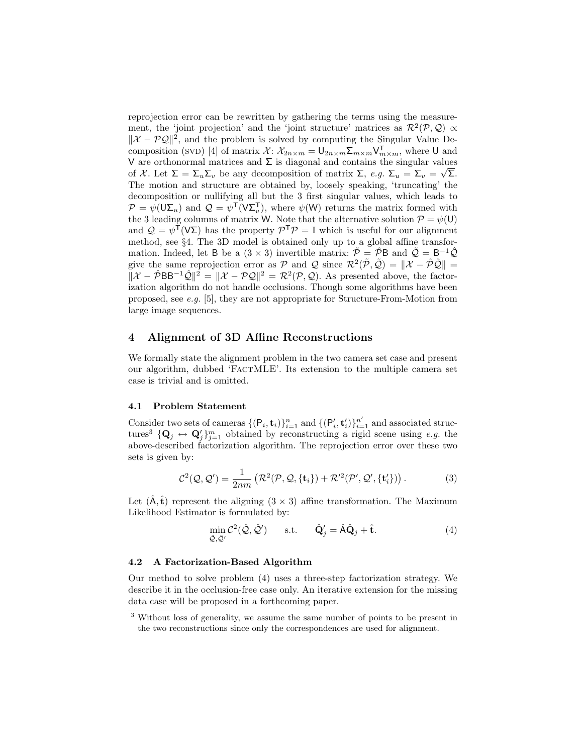reprojection error can be rewritten by gathering the terms using the measurement, the 'joint projection' and the 'joint structure' matrices as $\mathcal{R}^2(\mathcal{P}, \mathcal{Q}) \propto \|\mathcal{X} - \mathcal{P}\mathcal{Q}\|^2$, and the problem is solved by computing the Singular Value Decomposition (SVD) [4] of matrix $\mathcal{X}$: $\mathcal{X}_{2n\times m} = \mathsf{U}_{2n\times m}\Sigma_{m\times m}\mathsf{V}^{\mathsf{T}}_{m\times m}$, where $\mathsf{U}$ and $\mathsf{V}$ are orthonormal matrices and $\Sigma$ is diagonal and contains the singular values of $\mathcal{X}$. Let $\Sigma = \Sigma_u\Sigma_v$ be any decomposition of matrix $\Sigma$, *e.g.* $\Sigma_u = \Sigma_v = \sqrt{\Sigma}$. The motion and structure are obtained by, loosely speaking, 'truncating' the decomposition or nullifying all but the 3 first singular values, which leads to $\mathcal{P} = \psi(\mathsf{U}\Sigma_u)$ and $\mathcal{Q} = \psi^{\mathsf{T}}(\mathsf{V}\Sigma_v^{\mathsf{T}})$, where $\psi(\mathsf{W})$ returns the matrix formed with the 3 leading columns of matrix $\mathsf{W}$. Note that the alternative solution $\mathcal{P} = \psi(\mathsf{U})$ and $\mathcal{Q} = \psi^{\mathsf{T}}(\mathsf{V}\Sigma)$ has the property $\mathcal{P}^{\mathsf{T}}\mathcal{P} = \mathsf{I}$ which is useful for our alignment method, see §4. The 3D model is obtained only up to a global affine transformation. Indeed, let $\mathsf{B}$ be a $(3\times 3)$ invertible matrix: $\tilde{\mathcal{P}} = \hat{\mathcal{P}}\mathsf{B}$ and $\tilde{\mathcal{Q}} = \mathsf{B}^{-1}\hat{\mathcal{Q}}$ give the same reprojection error as $\mathcal{P}$ and $\mathcal{Q}$ since $\mathcal{R}^2(\tilde{\mathcal{P}}, \tilde{\mathcal{Q}}) = \|\mathcal{X} - \tilde{\mathcal{P}}\tilde{\mathcal{Q}}\| = \|\mathcal{X} - \hat{\mathcal{P}}\mathsf{B}\mathsf{B}^{-1}\hat{\mathcal{Q}}\|^2 = \|\mathcal{X} - \mathcal{P}\mathcal{Q}\|^2 = \mathcal{R}^2(\mathcal{P}, \mathcal{Q})$. As presented above, the factorization algorithm do not handle occlusions. Though some algorithms have been proposed, see *e.g.* [5], they are not appropriate for Structure-From-Motion from large image sequences.

## 4 Alignment of 3D Affine Reconstructions

We formally state the alignment problem in the two camera set case and present our algorithm, dubbed 'FactMLE'. Its extension to the multiple camera set case is trivial and is omitted.

### 4.1 Problem Statement

Consider two sets of cameras $\{(\mathsf{P}_i, \mathbf{t}_i)\}_{i=1}^{n}$ and $\{(\mathsf{P}'_i, \mathbf{t}'_i)\}_{i=1}^{n'}$ and associated structures[3] $\{\mathbf{Q}_j \leftrightarrow \mathbf{Q}'_j\}_{j=1}^{m}$ obtained by reconstructing a rigid scene using *e.g.* the above-described factorization algorithm. The reprojection error over these two sets is given by:

$$\mathcal{C}^2(\mathcal{Q}, \mathcal{Q}') = \frac{1}{2nm}\left(\mathcal{R}^2(\mathcal{P}, \mathcal{Q}, \{\mathbf{t}_i\}) + \mathcal{R}'^2(\mathcal{P}', \mathcal{Q}', \{\mathbf{t}'_i\})\right). \quad (3)$$

Let $(\hat{\mathsf{A}}, \hat{\mathbf{t}})$ represent the aligning $(3\times 3)$ affine transformation. The Maximum Likelihood Estimator is formulated by:

$$\min_{\hat{\mathcal{Q}}, \hat{\mathcal{Q}}'} \mathcal{C}^2(\hat{\mathcal{Q}}, \hat{\mathcal{Q}}') \qquad \text{s.t.} \qquad \hat{\mathbf{Q}}'_j = \hat{\mathsf{A}}\hat{\mathbf{Q}}_j + \hat{\mathbf{t}}. \quad (4)$$

### 4.2 A Factorization-Based Algorithm

Our method to solve problem (4) uses a three-step factorization strategy. We describe it in the occlusion-free case only. An iterative extension for the missing data case will be proposed in a forthcoming paper.

[3] Without loss of generality, we assume the same number of points to be present in the two reconstructions since only the correspondences are used for alignment.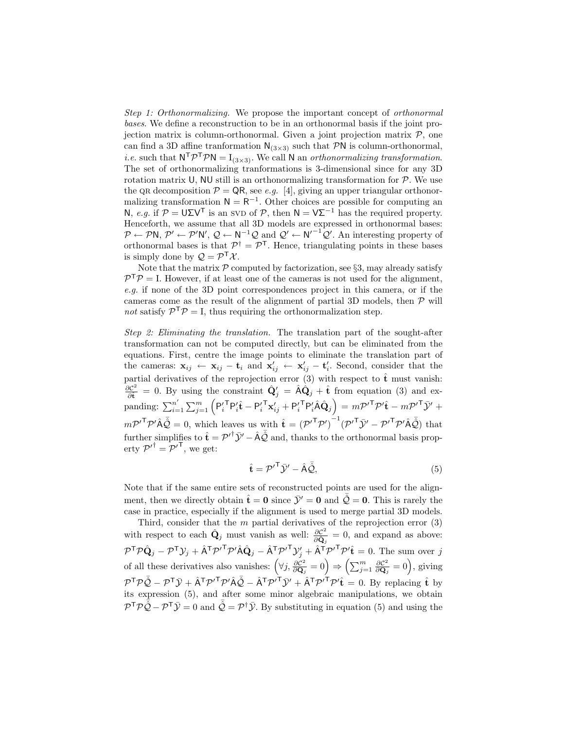*Step 1: Orthonormalizing.* We propose the important concept of *orthonormal bases*. We define a reconstruction to be in an orthonormal basis if the joint projection matrix is column-orthonormal. Given a joint projection matrix $\mathcal{P}$, one can find a 3D affine tranformation $\mathsf{N}_{(3\times3)}$ such that $\mathcal{P}\mathsf{N}$ is column-orthonormal, *i.e.* such that $\mathsf{N}^\mathsf{T}\mathcal{P}^\mathsf{T}\mathcal{P}\mathsf{N} = \mathrm{I}_{(3\times3)}$. We call $\mathsf{N}$ an *orthonormalizing transformation*. The set of orthonormalizing tranformations is 3-dimensional since for any 3D rotation matrix $\mathsf{U}$, $\mathsf{NU}$ still is an orthonormalizing transformation for $\mathcal{P}$. We use the QR decomposition $\mathcal{P} = \mathsf{QR}$, see *e.g.* [4], giving an upper triangular orthonormalizing transformation $\mathsf{N} = \mathsf{R}^{-1}$. Other choices are possible for computing an $\mathsf{N}$, *e.g.* if $\mathcal{P} = \mathsf{U\Sigma V^T}$ is an SVD of $\mathcal{P}$, then $\mathsf{N} = \mathsf{V\Sigma^{-1}}$ has the required property. Henceforth, we assume that all 3D models are expressed in orthonormal bases: $\mathcal{P} \leftarrow \mathcal{P}\mathsf{N}$, $\mathcal{P}' \leftarrow \mathcal{P}'\mathsf{N}'$, $\mathcal{Q} \leftarrow \mathsf{N}^{-1}\mathcal{Q}$ and $\mathcal{Q}' \leftarrow \mathsf{N'}^{-1}\mathcal{Q}'$. An interesting property of orthonormal bases is that $\mathcal{P}^\dagger = \mathcal{P}^\mathsf{T}$. Hence, triangulating points in these bases is simply done by $\mathcal{Q} = \mathcal{P}^\mathsf{T}\mathcal{X}$.

Note that the matrix $\mathcal{P}$ computed by factorization, see §3, may already satisfy $\mathcal{P}^\mathsf{T}\mathcal{P} = \mathrm{I}$. However, if at least one of the cameras is not used for the alignment, *e.g.* if none of the 3D point correspondences project in this camera, or if the cameras come as the result of the alignment of partial 3D models, then $\mathcal{P}$ will *not* satisfy $\mathcal{P}^\mathsf{T}\mathcal{P} = \mathrm{I}$, thus requiring the orthonormalization step.

*Step 2: Eliminating the translation.* The translation part of the sought-after transformation can not be computed directly, but can be eliminated from the equations. First, centre the image points to eliminate the translation part of the cameras: $\mathbf{x}_{ij} \leftarrow \mathbf{x}_{ij} - \mathbf{t}_i$ and $\mathbf{x}'_{ij} \leftarrow \mathbf{x}'_{ij} - \mathbf{t}'_i$. Second, consider that the partial derivatives of the reprojection error (3) with respect to $\hat{\mathbf{t}}$ must vanish: $\frac{\partial \mathcal{C}^2}{\partial \hat{\mathbf{t}}} = 0$. By using the constraint $\hat{\mathbf{Q}}'_j = \hat{\mathsf{A}}\hat{\mathbf{Q}}_j + \hat{\mathbf{t}}$ from equation (3) and expanding: $\sum_{i=1}^{n'}\sum_{j=1}^{m}\left(\mathsf{P}'^\mathsf{T}_i\mathsf{P}'_i\hat{\mathbf{t}} - \mathsf{P}'^\mathsf{T}_i\mathbf{x}'_{ij} + \mathsf{P}'^\mathsf{T}_i\mathsf{P}'_i\hat{\mathsf{A}}\hat{\mathbf{Q}}_j\right) = m\mathcal{P}'^\mathsf{T}\mathcal{P}'\hat{\mathbf{t}} - m\mathcal{P}'^\mathsf{T}\bar{\mathcal{Y}}' + m\mathcal{P}'^\mathsf{T}\mathcal{P}'\hat{\mathsf{A}}\bar{\hat{\mathcal{Q}}} = 0$, which leaves us with $\hat{\mathbf{t}} = \left(\mathcal{P}'^\mathsf{T}\mathcal{P}'\right)^{-1}(\mathcal{P}'^\mathsf{T}\bar{\mathcal{Y}}' - \mathcal{P}'^\mathsf{T}\mathcal{P}'\hat{\mathsf{A}}\bar{\hat{\mathcal{Q}}})$ that further simplifies to $\hat{\mathbf{t}} = \mathcal{P}'^\dagger\bar{\mathcal{Y}}' - \hat{\mathsf{A}}\bar{\hat{\mathcal{Q}}}$ and, thanks to the orthonormal basis property $\mathcal{P}'^\dagger = \mathcal{P}'^\mathsf{T}$, we get:

$$\hat{\mathbf{t}} = \mathcal{P}'^\mathsf{T}\bar{\mathcal{Y}}' - \hat{\mathsf{A}}\bar{\hat{\mathcal{Q}}}, \tag{5}$$

Note that if the same entire sets of reconstructed points are used for the alignment, then we directly obtain $\hat{\mathbf{t}} = \mathbf{0}$ since $\bar{\mathcal{Y}}' = \mathbf{0}$ and $\bar{\hat{\mathcal{Q}}} = \mathbf{0}$. This is rarely the case in practice, especially if the alignment is used to merge partial 3D models.

Third, consider that the $m$ partial derivatives of the reprojection error (3) with respect to each $\hat{\mathbf{Q}}_j$ must vanish as well: $\frac{\partial \mathcal{C}^2}{\partial \hat{\mathbf{Q}}_j} = 0$, and expand as above: $\mathcal{P}^\mathsf{T}\mathcal{P}\hat{\mathbf{Q}}_j - \mathcal{P}^\mathsf{T}\mathcal{Y}_j + \hat{\mathsf{A}}^\mathsf{T}\mathcal{P}'^\mathsf{T}\mathcal{P}'\hat{\mathsf{A}}\hat{\mathbf{Q}}_j - \hat{\mathsf{A}}^\mathsf{T}\mathcal{P}'^\mathsf{T}\mathcal{Y}'_j + \hat{\mathsf{A}}^\mathsf{T}\mathcal{P}'^\mathsf{T}\mathcal{P}'\hat{\mathbf{t}} = 0$. The sum over $j$ of all these derivatives also vanishes: $\left(\forall j, \frac{\partial \mathcal{C}^2}{\partial \hat{\mathbf{Q}}_j} = 0\right) \Rightarrow \left(\sum_{j=1}^{m}\frac{\partial \mathcal{C}^2}{\partial \hat{\mathbf{Q}}_j} = 0\right)$, giving $\mathcal{P}^\mathsf{T}\mathcal{P}\bar{\hat{\mathcal{Q}}} - \mathcal{P}^\mathsf{T}\bar{\mathcal{Y}} + \hat{\mathsf{A}}^\mathsf{T}\mathcal{P}'^\mathsf{T}\mathcal{P}'\hat{\mathsf{A}}\bar{\hat{\mathcal{Q}}} - \hat{\mathsf{A}}^\mathsf{T}\mathcal{P}'^\mathsf{T}\bar{\mathcal{Y}}' + \hat{\mathsf{A}}^\mathsf{T}\mathcal{P}'^\mathsf{T}\mathcal{P}'\hat{\mathbf{t}} = 0$. By replacing $\hat{\mathbf{t}}$ by its expression (5), and after some minor algebraic manipulations, we obtain $\mathcal{P}^\mathsf{T}\mathcal{P}\bar{\hat{\mathcal{Q}}} - \mathcal{P}^\mathsf{T}\bar{\mathcal{Y}} = 0$ and $\bar{\hat{\mathcal{Q}}} = \mathcal{P}^\dagger\bar{\mathcal{Y}}$. By substituting in equation (5) and using the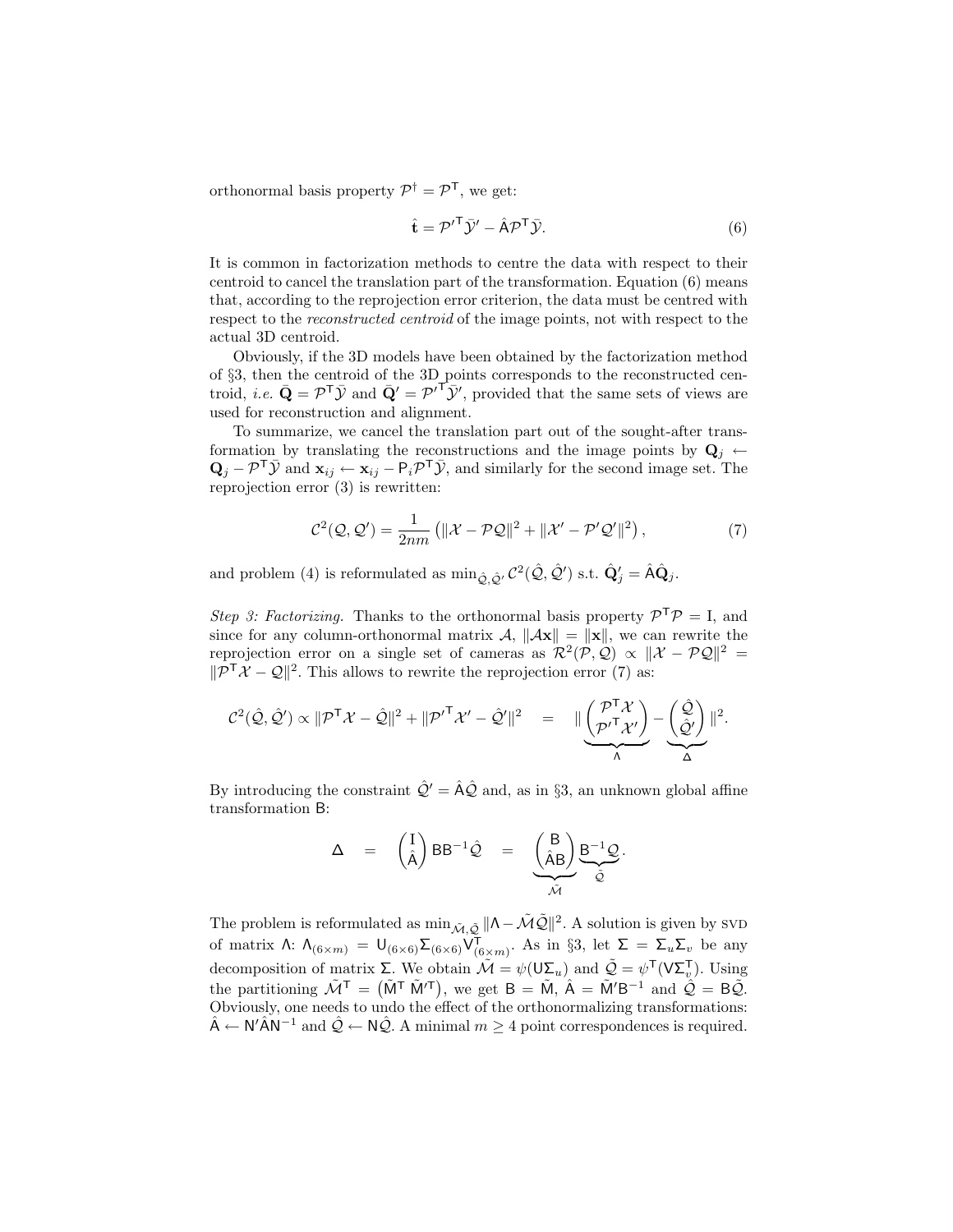orthonormal basis property $\mathcal{P}^\dagger = \mathcal{P}^\mathsf{T}$, we get:

$$\hat{\mathbf{t}} = \mathcal{P}'^\mathsf{T}\bar{\mathcal{Y}}' - \hat{\mathsf{A}}\mathcal{P}^\mathsf{T}\bar{\mathcal{Y}}. \tag{6}$$

It is common in factorization methods to centre the data with respect to their centroid to cancel the translation part of the transformation. Equation (6) means that, according to the reprojection error criterion, the data must be centred with respect to the *reconstructed centroid* of the image points, not with respect to the actual 3D centroid.

Obviously, if the 3D models have been obtained by the factorization method of §3, then the centroid of the 3D points corresponds to the reconstructed centroid, *i.e.* $\bar{\mathbf{Q}} = \mathcal{P}^\mathsf{T}\bar{\mathcal{Y}}$ and $\bar{\mathbf{Q}}' = \mathcal{P}'^\mathsf{T}\bar{\mathcal{Y}}'$, provided that the same sets of views are used for reconstruction and alignment.

To summarize, we cancel the translation part out of the sought-after transformation by translating the reconstructions and the image points by $\mathbf{Q}_j \leftarrow \mathbf{Q}_j - \mathcal{P}^\mathsf{T}\bar{\mathcal{Y}}$ and $\mathbf{x}_{ij} \leftarrow \mathbf{x}_{ij} - \mathsf{P}_i\mathcal{P}^\mathsf{T}\bar{\mathcal{Y}}$, and similarly for the second image set. The reprojection error (3) is rewritten:

$$\mathcal{C}^2(\mathcal{Q}, \mathcal{Q}') = \frac{1}{2nm}\left(\|\mathcal{X} - \mathcal{P}\mathcal{Q}\|^2 + \|\mathcal{X}' - \mathcal{P}'\mathcal{Q}'\|^2\right), \tag{7}$$

and problem (4) is reformulated as $\min_{\hat{\mathcal{Q}},\hat{\mathcal{Q}}'} \mathcal{C}^2(\hat{\mathcal{Q}}, \hat{\mathcal{Q}}')$ s.t. $\hat{\mathbf{Q}}'_j = \hat{\mathsf{A}}\hat{\mathbf{Q}}_j$.

*Step 3: Factorizing.* Thanks to the orthonormal basis property $\mathcal{P}^\mathsf{T}\mathcal{P} = \mathrm{I}$, and since for any column-orthonormal matrix $\mathcal{A}$, $\|\mathcal{A}\mathbf{x}\| = \|\mathbf{x}\|$, we can rewrite the reprojection error on a single set of cameras as $\mathcal{R}^2(\mathcal{P}, \mathcal{Q}) \propto \|\mathcal{X} - \mathcal{P}\mathcal{Q}\|^2 = \|\mathcal{P}^\mathsf{T}\mathcal{X} - \mathcal{Q}\|^2$. This allows to rewrite the reprojection error (7) as:

$$\mathcal{C}^2(\hat{\mathcal{Q}}, \hat{\mathcal{Q}}') \propto \|\mathcal{P}^\mathsf{T}\mathcal{X} - \hat{\mathcal{Q}}\|^2 + \|\mathcal{P}'^\mathsf{T}\mathcal{X}' - \hat{\mathcal{Q}}'\|^2 \quad = \quad \|\underbrace{\begin{pmatrix}\mathcal{P}^\mathsf{T}\mathcal{X} \\ \mathcal{P}'^\mathsf{T}\mathcal{X}'\end{pmatrix}}_{\Lambda} - \underbrace{\begin{pmatrix}\hat{\mathcal{Q}} \\ \hat{\mathcal{Q}}'\end{pmatrix}}_{\Delta}\|^2.$$

By introducing the constraint $\hat{\mathcal{Q}}' = \hat{\mathsf{A}}\hat{\mathcal{Q}}$ and, as in §3, an unknown global affine transformation $\mathsf{B}$:

$$\Delta \quad = \quad \begin{pmatrix}\mathrm{I} \\ \hat{\mathsf{A}}\end{pmatrix}\mathsf{B}\mathsf{B}^{-1}\hat{\mathcal{Q}} \quad = \quad \underbrace{\begin{pmatrix}\mathsf{B} \\ \hat{\mathsf{A}}\mathsf{B}\end{pmatrix}}_{\tilde{\mathcal{M}}}\underbrace{\mathsf{B}^{-1}\mathcal{Q}}_{\tilde{\mathcal{Q}}}.$$

The problem is reformulated as $\min_{\tilde{\mathcal{M}},\tilde{\mathcal{Q}}} \|\Lambda - \tilde{\mathcal{M}}\tilde{\mathcal{Q}}\|^2$. A solution is given by SVD of matrix $\Lambda$: $\Lambda_{(6\times m)} = \mathsf{U}_{(6\times 6)}\Sigma_{(6\times 6)}\mathsf{V}^\mathsf{T}_{(6\times m)}$. As in §3, let $\Sigma = \Sigma_u\Sigma_v$ be any decomposition of matrix $\Sigma$. We obtain $\tilde{\mathcal{M}} = \psi(\mathsf{U}\Sigma_u)$ and $\tilde{\mathcal{Q}} = \psi^\mathsf{T}(\mathsf{V}\Sigma_v^\mathsf{T})$. Using the partitioning $\tilde{\mathcal{M}}^\mathsf{T} = \left(\tilde{\mathsf{M}}^\mathsf{T}\ \tilde{\mathsf{M}}'^\mathsf{T}\right)$, we get $\mathsf{B} = \tilde{\mathsf{M}}$, $\hat{\mathsf{A}} = \tilde{\mathsf{M}}'\mathsf{B}^{-1}$ and $\hat{\mathcal{Q}} = \mathsf{B}\tilde{\mathcal{Q}}$. Obviously, one needs to undo the effect of the orthonormalizing transformations: $\hat{\mathsf{A}} \leftarrow \mathsf{N}'\hat{\mathsf{A}}\mathsf{N}^{-1}$ and $\hat{\mathcal{Q}} \leftarrow \mathsf{N}\hat{\mathcal{Q}}$. A minimal $m \geq 4$ point correspondences is required.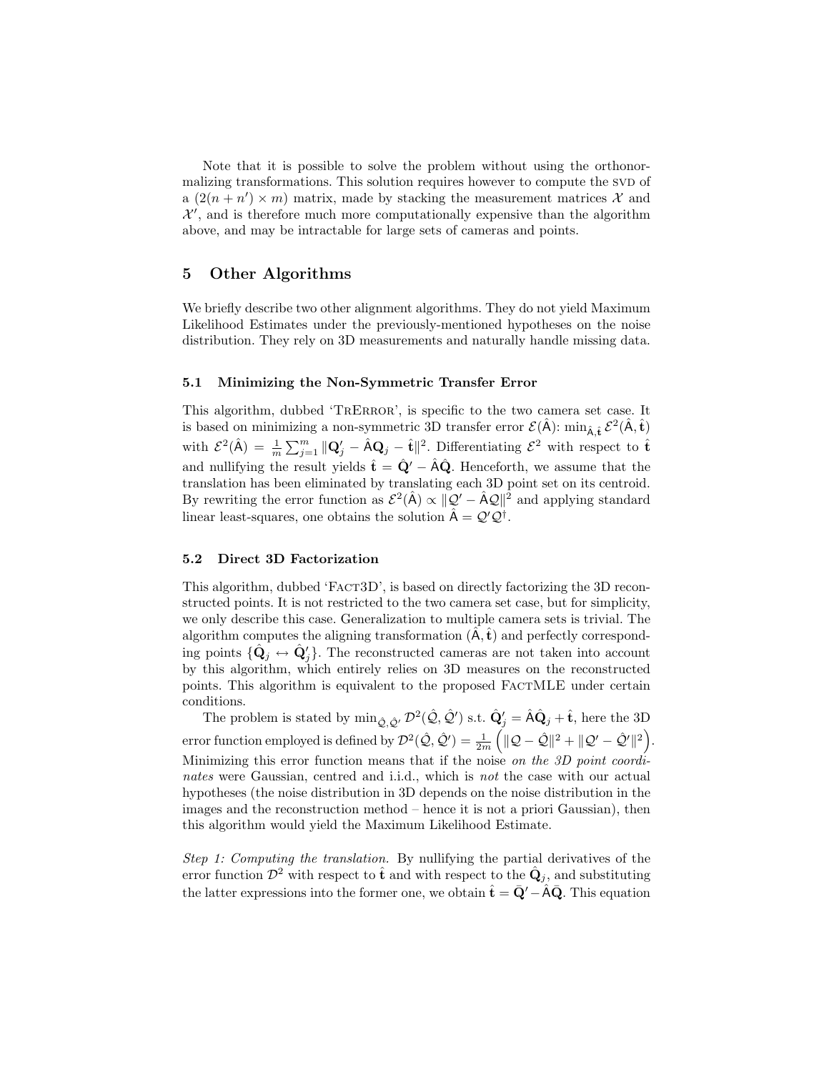Note that it is possible to solve the problem without using the orthonormalizing transformations. This solution requires however to compute the SVD of a $(2(n+n') \times m)$ matrix, made by stacking the measurement matrices $\mathcal{X}$ and $\mathcal{X}'$, and is therefore much more computationally expensive than the algorithm above, and may be intractable for large sets of cameras and points.

## 5 Other Algorithms

We briefly describe two other alignment algorithms. They do not yield Maximum Likelihood Estimates under the previously-mentioned hypotheses on the noise distribution. They rely on 3D measurements and naturally handle missing data.

### 5.1 Minimizing the Non-Symmetric Transfer Error

This algorithm, dubbed 'TrError', is specific to the two camera set case. It is based on minimizing a non-symmetric 3D transfer error $\mathcal{E}(\hat{\mathsf{A}})$: $\min_{\hat{\mathsf{A}},\hat{\mathbf{t}}} \mathcal{E}^2(\hat{\mathsf{A}},\hat{\mathbf{t}})$ with $\mathcal{E}^2(\hat{\mathsf{A}}) = \frac{1}{m}\sum_{j=1}^{m} \|\mathbf{Q}'_j - \hat{\mathsf{A}}\mathbf{Q}_j - \hat{\mathbf{t}}\|^2$. Differentiating $\mathcal{E}^2$ with respect to $\hat{\mathbf{t}}$ and nullifying the result yields $\hat{\mathbf{t}} = \hat{\mathbf{Q}}' - \hat{\mathsf{A}}\hat{\mathbf{Q}}$. Henceforth, we assume that the translation has been eliminated by translating each 3D point set on its centroid. By rewriting the error function as $\mathcal{E}^2(\hat{\mathsf{A}}) \propto \|\mathcal{Q}' - \hat{\mathsf{A}}\mathcal{Q}\|^2$ and applying standard linear least-squares, one obtains the solution $\hat{\mathsf{A}} = \mathcal{Q}'\mathcal{Q}^{\dagger}$.

### 5.2 Direct 3D Factorization

This algorithm, dubbed 'Fact3D', is based on directly factorizing the 3D reconstructed points. It is not restricted to the two camera set case, but for simplicity, we only describe this case. Generalization to multiple camera sets is trivial. The algorithm computes the aligning transformation $(\hat{\mathsf{A}},\hat{\mathbf{t}})$ and perfectly corresponding points $\{\hat{\mathbf{Q}}_j \leftrightarrow \hat{\mathbf{Q}}'_j\}$. The reconstructed cameras are not taken into account by this algorithm, which entirely relies on 3D measures on the reconstructed points. This algorithm is equivalent to the proposed FactMLE under certain conditions.

The problem is stated by $\min_{\hat{\mathcal{Q}},\hat{\mathcal{Q}}'} \mathcal{D}^2(\hat{\mathcal{Q}},\hat{\mathcal{Q}}')$ s.t. $\hat{\mathbf{Q}}'_j = \hat{\mathsf{A}}\hat{\mathbf{Q}}_j + \hat{\mathbf{t}}$, here the 3D error function employed is defined by $\mathcal{D}^2(\hat{\mathcal{Q}},\hat{\mathcal{Q}}') = \frac{1}{2m}\left(\|\mathcal{Q} - \hat{\mathcal{Q}}\|^2 + \|\mathcal{Q}' - \hat{\mathcal{Q}}'\|^2\right)$. Minimizing this error function means that if the noise *on the 3D point coordinates* were Gaussian, centred and i.i.d., which is *not* the case with our actual hypotheses (the noise distribution in 3D depends on the noise distribution in the images and the reconstruction method – hence it is not a priori Gaussian), then this algorithm would yield the Maximum Likelihood Estimate.

*Step 1: Computing the translation.* By nullifying the partial derivatives of the error function $\mathcal{D}^2$ with respect to $\hat{\mathbf{t}}$ and with respect to the $\hat{\mathbf{Q}}_j$, and substituting the latter expressions into the former one, we obtain $\hat{\mathbf{t}} = \bar{\mathbf{Q}}' - \hat{\mathsf{A}}\bar{\mathbf{Q}}$. This equation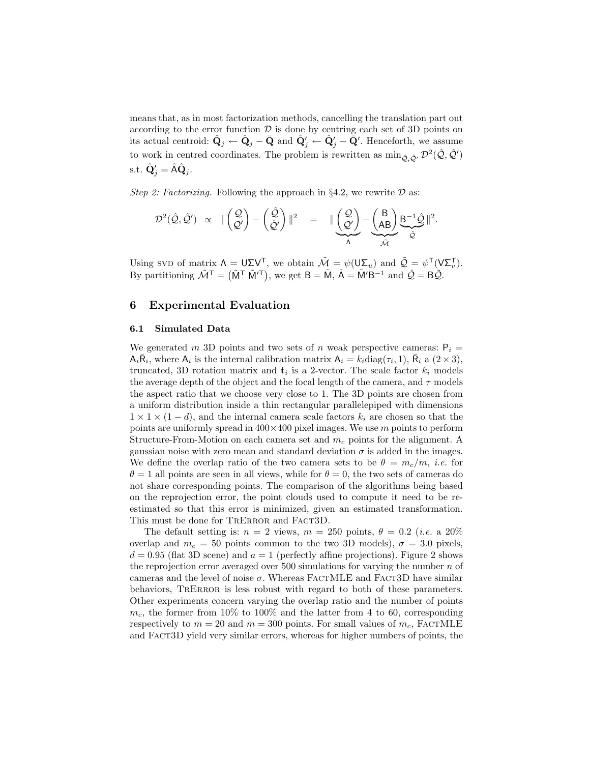means that, as in most factorization methods, cancelling the translation part out according to the error function $\mathcal{D}$ is done by centring each set of 3D points on its actual centroid: $\hat{\mathbf{Q}}_j \leftarrow \hat{\mathbf{Q}}_j - \bar{\mathbf{Q}}$ and $\hat{\mathbf{Q}}'_j \leftarrow \hat{\mathbf{Q}}'_j - \bar{\mathbf{Q}}'$. Henceforth, we assume to work in centred coordinates. The problem is rewritten as $\min_{\hat{\mathcal{Q}},\hat{\mathcal{Q}}'} \mathcal{D}^2(\hat{\mathcal{Q}},\hat{\mathcal{Q}}')$ s.t. $\hat{\mathbf{Q}}'_j = \hat{\mathsf{A}}\hat{\mathbf{Q}}_j$.

*Step 2: Factorizing.* Following the approach in §4.2, we rewrite $\mathcal{D}$ as:

$$\mathcal{D}^2(\hat{\mathcal{Q}},\hat{\mathcal{Q}}') \;\propto\; \| \begin{pmatrix} \mathcal{Q} \\ \mathcal{Q}' \end{pmatrix} - \begin{pmatrix} \hat{\mathcal{Q}} \\ \hat{\mathcal{Q}}' \end{pmatrix} \|^2 \quad = \quad \| \underbrace{\begin{pmatrix} \mathcal{Q} \\ \mathcal{Q}' \end{pmatrix}}_{\Lambda} - \underbrace{\begin{pmatrix} \mathsf{B} \\ \mathsf{AB} \end{pmatrix}}_{\tilde{\mathcal{M}}} \underbrace{\mathsf{B}^{-1}\hat{\mathcal{Q}}}_{\tilde{\mathcal{Q}}} \|^2.$$

Using SVD of matrix $\Lambda = \mathsf{U}\Sigma\mathsf{V}^\mathsf{T}$, we obtain $\tilde{\mathcal{M}} = \psi(\mathsf{U}\Sigma_u)$ and $\tilde{\mathcal{Q}} = \psi^\mathsf{T}(\mathsf{V}\Sigma_v^\mathsf{T})$. By partitioning $\tilde{\mathcal{M}}^\mathsf{T} = \begin{pmatrix} \tilde{\mathsf{M}}^\mathsf{T} \; \tilde{\mathsf{M}}'^\mathsf{T} \end{pmatrix}$, we get $\mathsf{B} = \tilde{\mathsf{M}}$, $\hat{\mathsf{A}} = \tilde{\mathsf{M}}'\mathsf{B}^{-1}$ and $\hat{\mathcal{Q}} = \mathsf{B}\tilde{\mathcal{Q}}$.

## 6 Experimental Evaluation

### 6.1 Simulated Data

We generated $m$ 3D points and two sets of $n$ weak perspective cameras: $\mathsf{P}_i = \mathsf{A}_i\bar{\mathsf{R}}_i$, where $\mathsf{A}_i$ is the internal calibration matrix $\mathsf{A}_i = k_i\text{diag}(\tau_i, 1)$, $\bar{\mathsf{R}}_i$ a $(2 \times 3)$, truncated, 3D rotation matrix and $\mathbf{t}_i$ is a 2-vector. The scale factor $k_i$ models the average depth of the object and the focal length of the camera, and $\tau$ models the aspect ratio that we choose very close to 1. The 3D points are chosen from a uniform distribution inside a thin rectangular parallelepiped with dimensions $1 \times 1 \times (1-d)$, and the internal camera scale factors $k_i$ are chosen so that the points are uniformly spread in $400 \times 400$ pixel images. We use $m$ points to perform Structure-From-Motion on each camera set and $m_c$ points for the alignment. A gaussian noise with zero mean and standard deviation $\sigma$ is added in the images. We define the overlap ratio of the two camera sets to be $\theta = m_c/m$, *i.e.* for $\theta = 1$ all points are seen in all views, while for $\theta = 0$, the two sets of cameras do not share corresponding points. The comparison of the algorithms being based on the reprojection error, the point clouds used to compute it need to be re-estimated so that this error is minimized, given an estimated transformation. This must be done for TrError and Fact3D.

The default setting is: $n = 2$ views, $m = 250$ points, $\theta = 0.2$ (*i.e.* a 20% overlap and $m_c = 50$ points common to the two 3D models), $\sigma = 3.0$ pixels, $d = 0.95$ (flat 3D scene) and $a = 1$ (perfectly affine projections). Figure 2 shows the reprojection error averaged over 500 simulations for varying the number $n$ of cameras and the level of noise $\sigma$. Whereas FactMLE and Fact3D have similar behaviors, TrError is less robust with regard to both of these parameters. Other experiments concern varying the overlap ratio and the number of points $m_c$, the former from 10% to 100% and the latter from 4 to 60, corresponding respectively to $m = 20$ and $m = 300$ points. For small values of $m_c$, FactMLE and Fact3D yield very similar errors, whereas for higher numbers of points, the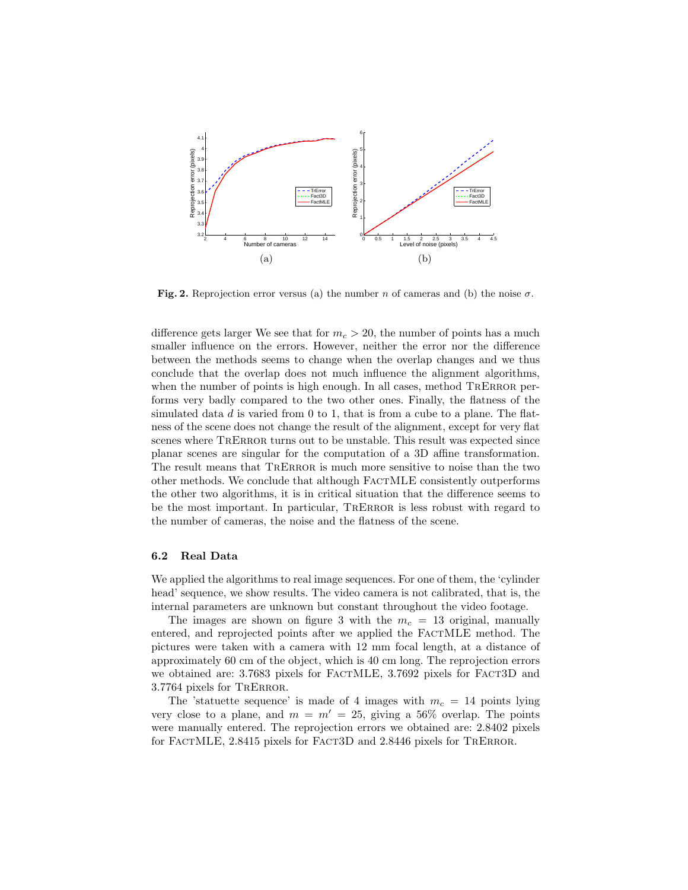**Fig. 2.** Reprojection error versus (a) the number $n$ of cameras and (b) the noise $\sigma$.

difference gets larger We see that for $m_c > 20$, the number of points has a much smaller influence on the errors. However, neither the error nor the difference between the methods seems to change when the overlap changes and we thus conclude that the overlap does not much influence the alignment algorithms, when the number of points is high enough. In all cases, method TrError performs very badly compared to the two other ones. Finally, the flatness of the simulated data $d$ is varied from 0 to 1, that is from a cube to a plane. The flatness of the scene does not change the result of the alignment, except for very flat scenes where TrError turns out to be unstable. This result was expected since planar scenes are singular for the computation of a 3D affine transformation. The result means that TrError is much more sensitive to noise than the two other methods. We conclude that although FactMLE consistently outperforms the other two algorithms, it is in critical situation that the difference seems to be the most important. In particular, TrError is less robust with regard to the number of cameras, the noise and the flatness of the scene.

### 6.2 Real Data

We applied the algorithms to real image sequences. For one of them, the 'cylinder head' sequence, we show results. The video camera is not calibrated, that is, the internal parameters are unknown but constant throughout the video footage.

The images are shown on figure 3 with the $m_c = 13$ original, manually entered, and reprojected points after we applied the FactMLE method. The pictures were taken with a camera with 12 mm focal length, at a distance of approximately 60 cm of the object, which is 40 cm long. The reprojection errors we obtained are: 3.7683 pixels for FactMLE, 3.7692 pixels for Fact3D and 3.7764 pixels for TrError.

The 'statuette sequence' is made of 4 images with $m_c = 14$ points lying very close to a plane, and $m = m' = 25$, giving a 56% overlap. The points were manually entered. The reprojection errors we obtained are: 2.8402 pixels for FactMLE, 2.8415 pixels for Fact3D and 2.8446 pixels for TrError.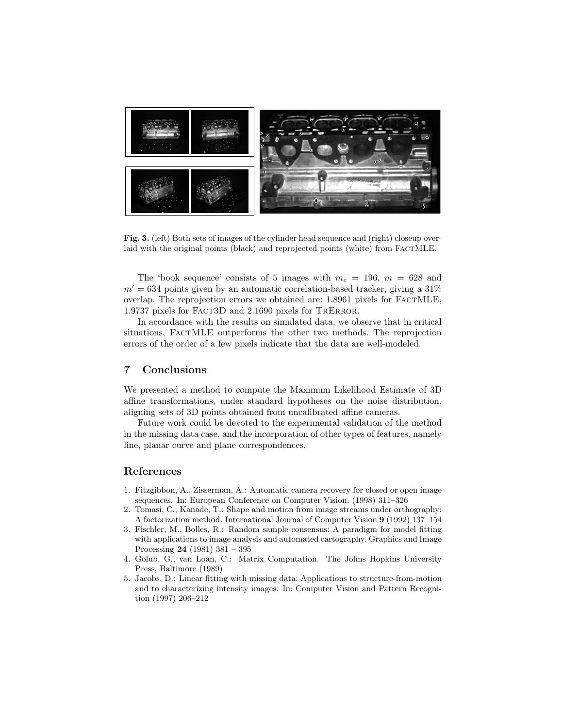**Fig. 3.** (left) Both sets of images of the cylinder head sequence and (right) closeup overlaid with the original points (black) and reprojected points (white) from FactMLE.

The 'book sequence' consists of 5 images with $m_c = 196$, $m = 628$ and $m' = 634$ points given by an automatic correlation-based tracker, giving a 31% overlap. The reprojection errors we obtained are: 1.8961 pixels for FactMLE, 1.9737 pixels for Fact3D and 2.1690 pixels for TrError.

In accordance with the results on simulated data, we observe that in critical situations, FactMLE outperforms the other two methods. The reprojection errors of the order of a few pixels indicate that the data are well-modeled.

## 7 Conclusions

We presented a method to compute the Maximum Likelihood Estimate of 3D affine transformations, under standard hypotheses on the noise distribution, aligning sets of 3D points obtained from uncalibrated affine cameras.

Future work could be devoted to the experimental validation of the method in the missing data case, and the incorporation of other types of features, namely line, planar curve and plane correspondences.

## References

1. Fitzgibbon, A., Zisserman, A.: Automatic camera recovery for closed or open image sequences. In: European Conference on Computer Vision. (1998) 311–326
2. Tomasi, C., Kanade, T.: Shape and motion from image streams under orthography: A factorization method. International Journal of Computer Vision **9** (1992) 137–154
3. Fischler, M., Bolles, R.: Random sample consensus: A paradigm for model fitting with applications to image analysis and automated cartography. Graphics and Image Processing **24** (1981) 381 – 395
4. Golub, G., van Loan, C.: Matrix Computation. The Johns Hopkins University Press, Baltimore (1989)
5. Jacobs, D.: Linear fitting with missing data: Applications to structure-from-motion and to characterizing intensity images. In: Computer Vision and Pattern Recognition (1997) 206–212